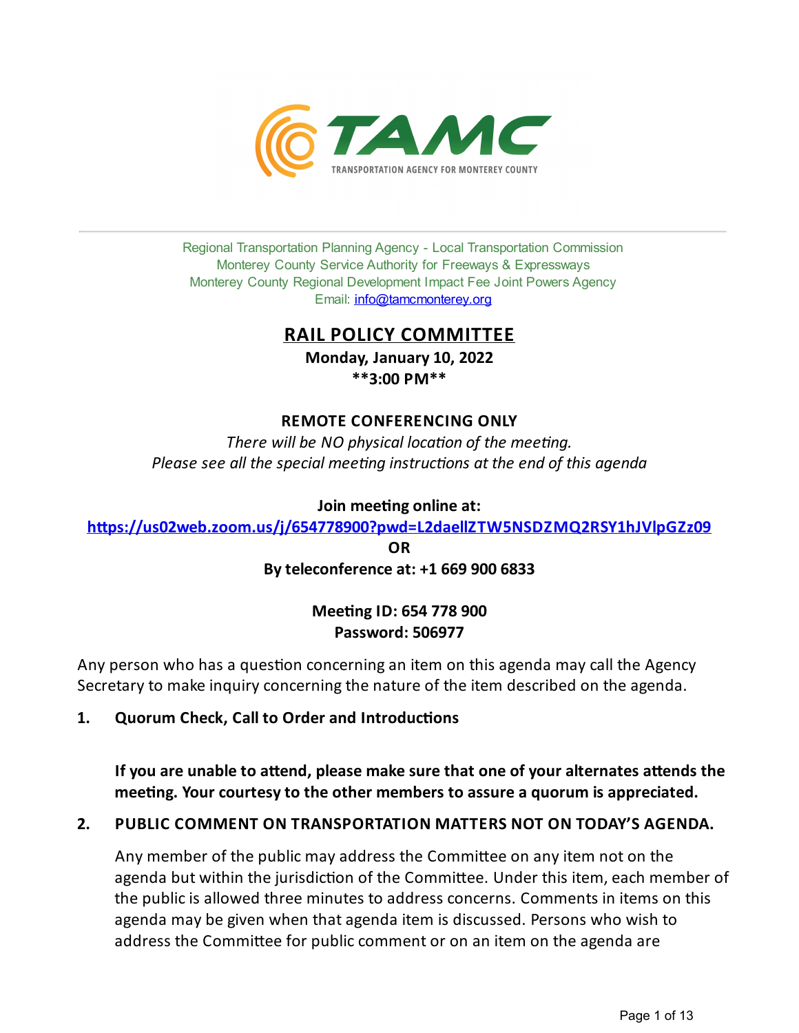TAMC
TRANSPORTATION AGENCY FOR MONTEREY COUNTY

Regional Transportation Planning Agency - Local Transportation Commission
Monterey County Service Authority for Freeways & Expressways
Monterey County Regional Development Impact Fee Joint Powers Agency
Email: info@tamcmonterey.org

# RAIL POLICY COMMITTEE

**Monday, January 10, 2022**
**\*\*3:00 PM\*\***

**REMOTE CONFERENCING ONLY**

*There will be NO physical location of the meeting.*
*Please see all the special meeting instructions at the end of this agenda*

**Join meeting online at:**
**https://us02web.zoom.us/j/654778900?pwd=L2daellZTW5NSDZMQ2RSY1hJVlpGZz09**
**OR**
**By teleconference at: +1 669 900 6833**

**Meeting ID: 654 778 900**
**Password: 506977**

Any person who has a question concerning an item on this agenda may call the Agency Secretary to make inquiry concerning the nature of the item described on the agenda.

1. **Quorum Check, Call to Order and Introductions**

   **If you are unable to attend, please make sure that one of your alternates attends the meeting. Your courtesy to the other members to assure a quorum is appreciated.**

2. **PUBLIC COMMENT ON TRANSPORTATION MATTERS NOT ON TODAY'S AGENDA.**

   Any member of the public may address the Committee on any item not on the agenda but within the jurisdiction of the Committee. Under this item, each member of the public is allowed three minutes to address concerns. Comments in items on this agenda may be given when that agenda item is discussed. Persons who wish to address the Committee for public comment or on an item on the agenda are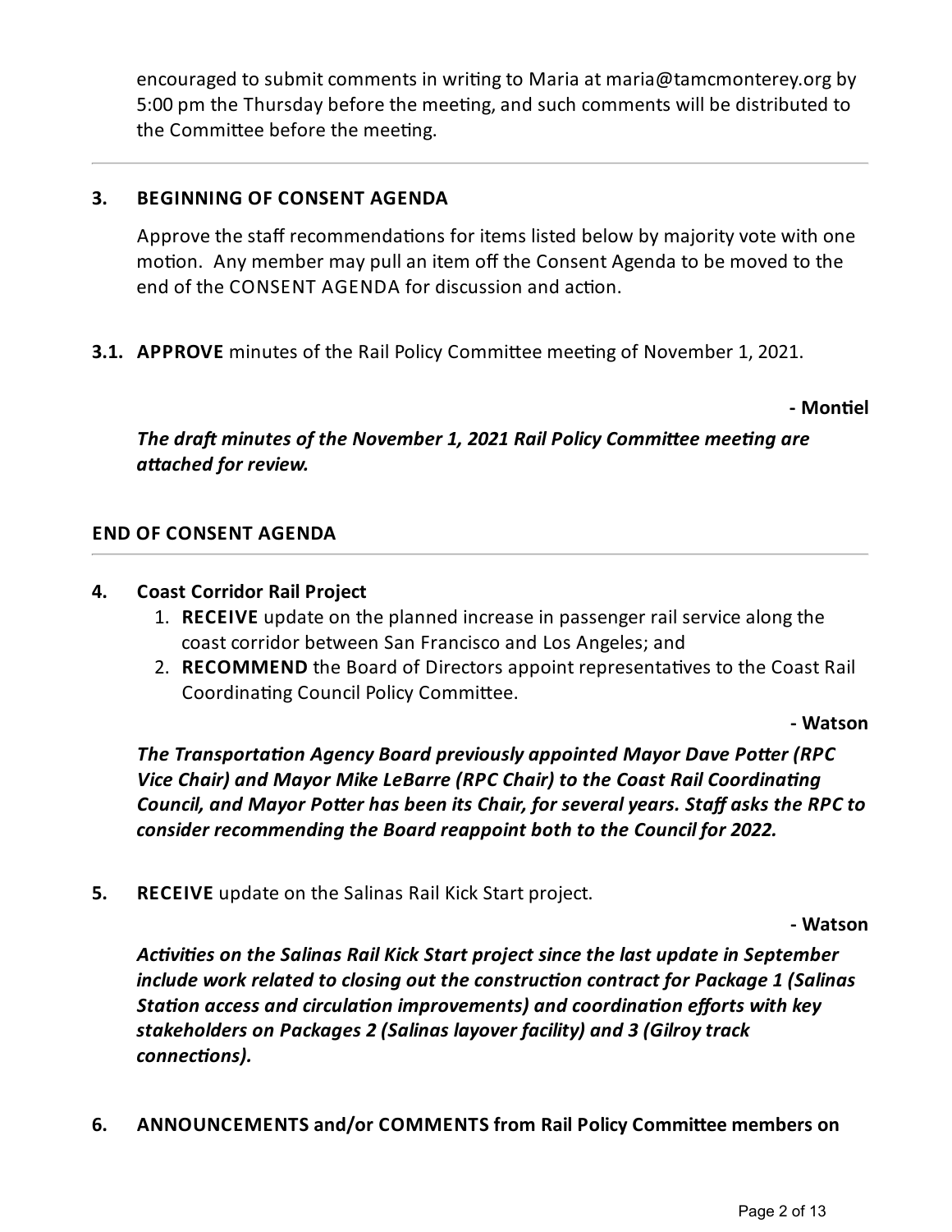encouraged to submit comments in writing to Maria at maria@tamcmonterey.org by 5:00 pm the Thursday before the meeting, and such comments will be distributed to the Committee before the meeting.

---

## 3. BEGINNING OF CONSENT AGENDA

Approve the staff recommendations for items listed below by majority vote with one motion. Any member may pull an item off the Consent Agenda to be moved to the end of the CONSENT AGENDA for discussion and action.

**3.1. APPROVE** minutes of the Rail Policy Committee meeting of November 1, 2021.

**- Montiel**

***The draft minutes of the November 1, 2021 Rail Policy Committee meeting are attached for review.***

## END OF CONSENT AGENDA

---

## 4. Coast Corridor Rail Project

1. **RECEIVE** update on the planned increase in passenger rail service along the coast corridor between San Francisco and Los Angeles; and
2. **RECOMMEND** the Board of Directors appoint representatives to the Coast Rail Coordinating Council Policy Committee.

**- Watson**

***The Transportation Agency Board previously appointed Mayor Dave Potter (RPC Vice Chair) and Mayor Mike LeBarre (RPC Chair) to the Coast Rail Coordinating Council, and Mayor Potter has been its Chair, for several years. Staff asks the RPC to consider recommending the Board reappoint both to the Council for 2022.***

**5. RECEIVE** update on the Salinas Rail Kick Start project.

**- Watson**

***Activities on the Salinas Rail Kick Start project since the last update in September include work related to closing out the construction contract for Package 1 (Salinas Station access and circulation improvements) and coordination efforts with key stakeholders on Packages 2 (Salinas layover facility) and 3 (Gilroy track connections).***

**6. ANNOUNCEMENTS and/or COMMENTS from Rail Policy Committee members on**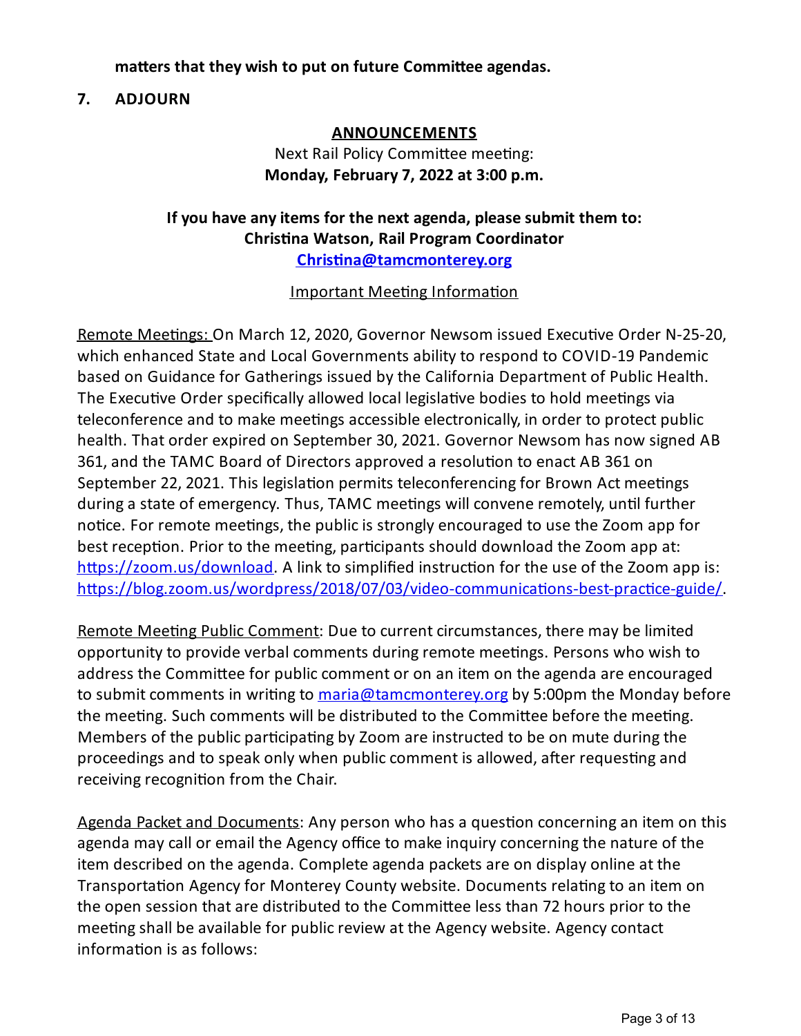**matters that they wish to put on future Committee agendas.**

**7. ADJOURN**

**ANNOUNCEMENTS**

Next Rail Policy Committee meeting:
**Monday, February 7, 2022 at 3:00 p.m.**

**If you have any items for the next agenda, please submit them to:**
**Christina Watson, Rail Program Coordinator**
**Christina@tamcmonterey.org**

Important Meeting Information

Remote Meetings: On March 12, 2020, Governor Newsom issued Executive Order N-25-20, which enhanced State and Local Governments ability to respond to COVID-19 Pandemic based on Guidance for Gatherings issued by the California Department of Public Health. The Executive Order specifically allowed local legislative bodies to hold meetings via teleconference and to make meetings accessible electronically, in order to protect public health. That order expired on September 30, 2021. Governor Newsom has now signed AB 361, and the TAMC Board of Directors approved a resolution to enact AB 361 on September 22, 2021. This legislation permits teleconferencing for Brown Act meetings during a state of emergency. Thus, TAMC meetings will convene remotely, until further notice. For remote meetings, the public is strongly encouraged to use the Zoom app for best reception. Prior to the meeting, participants should download the Zoom app at: https://zoom.us/download. A link to simplified instruction for the use of the Zoom app is: https://blog.zoom.us/wordpress/2018/07/03/video-communications-best-practice-guide/.

Remote Meeting Public Comment: Due to current circumstances, there may be limited opportunity to provide verbal comments during remote meetings. Persons who wish to address the Committee for public comment or on an item on the agenda are encouraged to submit comments in writing to maria@tamcmonterey.org by 5:00pm the Monday before the meeting. Such comments will be distributed to the Committee before the meeting. Members of the public participating by Zoom are instructed to be on mute during the proceedings and to speak only when public comment is allowed, after requesting and receiving recognition from the Chair.

Agenda Packet and Documents: Any person who has a question concerning an item on this agenda may call or email the Agency office to make inquiry concerning the nature of the item described on the agenda. Complete agenda packets are on display online at the Transportation Agency for Monterey County website. Documents relating to an item on the open session that are distributed to the Committee less than 72 hours prior to the meeting shall be available for public review at the Agency website. Agency contact information is as follows: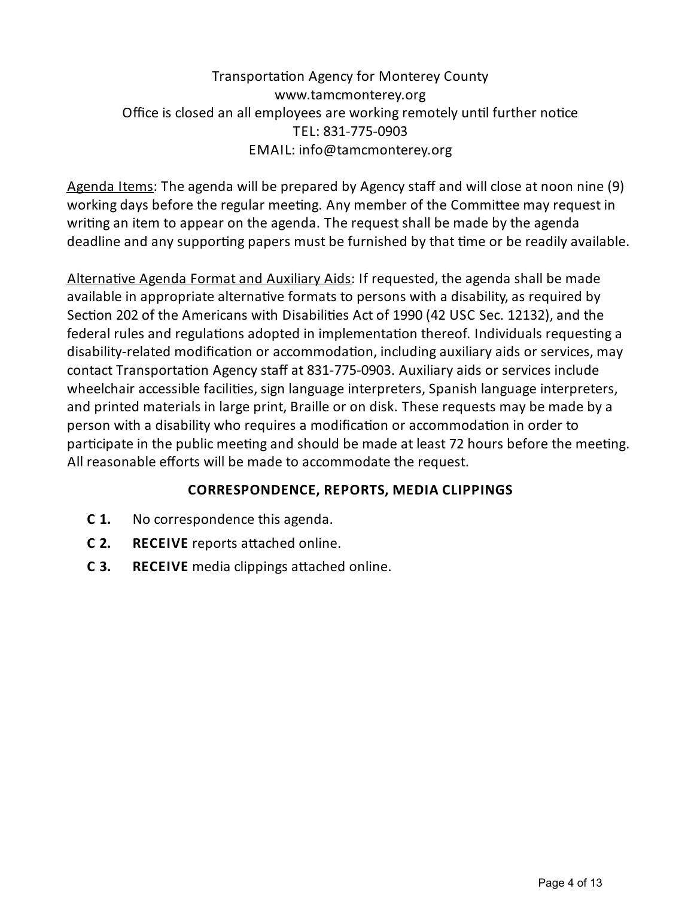Transportation Agency for Monterey County
www.tamcmonterey.org
Office is closed an all employees are working remotely until further notice
TEL: 831-775-0903
EMAIL: info@tamcmonterey.org

Agenda Items: The agenda will be prepared by Agency staff and will close at noon nine (9) working days before the regular meeting. Any member of the Committee may request in writing an item to appear on the agenda. The request shall be made by the agenda deadline and any supporting papers must be furnished by that time or be readily available.

Alternative Agenda Format and Auxiliary Aids: If requested, the agenda shall be made available in appropriate alternative formats to persons with a disability, as required by Section 202 of the Americans with Disabilities Act of 1990 (42 USC Sec. 12132), and the federal rules and regulations adopted in implementation thereof. Individuals requesting a disability-related modification or accommodation, including auxiliary aids or services, may contact Transportation Agency staff at 831-775-0903. Auxiliary aids or services include wheelchair accessible facilities, sign language interpreters, Spanish language interpreters, and printed materials in large print, Braille or on disk. These requests may be made by a person with a disability who requires a modification or accommodation in order to participate in the public meeting and should be made at least 72 hours before the meeting. All reasonable efforts will be made to accommodate the request.

## CORRESPONDENCE, REPORTS, MEDIA CLIPPINGS

**C 1.** No correspondence this agenda.

**C 2.** **RECEIVE** reports attached online.

**C 3.** **RECEIVE** media clippings attached online.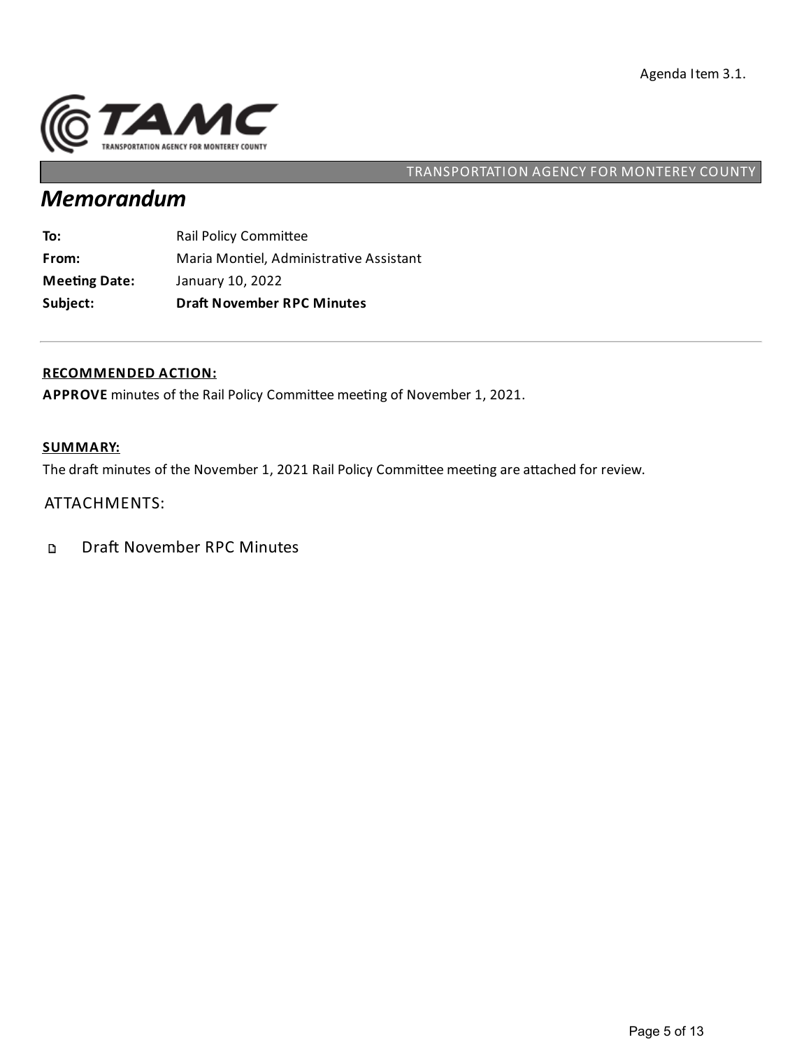Agenda Item 3.1.

TAMC
TRANSPORTATION AGENCY FOR MONTEREY COUNTY

TRANSPORTATION AGENCY FOR MONTEREY COUNTY

# *Memorandum*

**To:** Rail Policy Committee

**From:** Maria Montiel, Administrative Assistant

**Meeting Date:** January 10, 2022

**Subject:** **Draft November RPC Minutes**

---

**RECOMMENDED ACTION:**

**APPROVE** minutes of the Rail Policy Committee meeting of November 1, 2021.

**SUMMARY:**

The draft minutes of the November 1, 2021 Rail Policy Committee meeting are attached for review.

ATTACHMENTS:

- Draft November RPC Minutes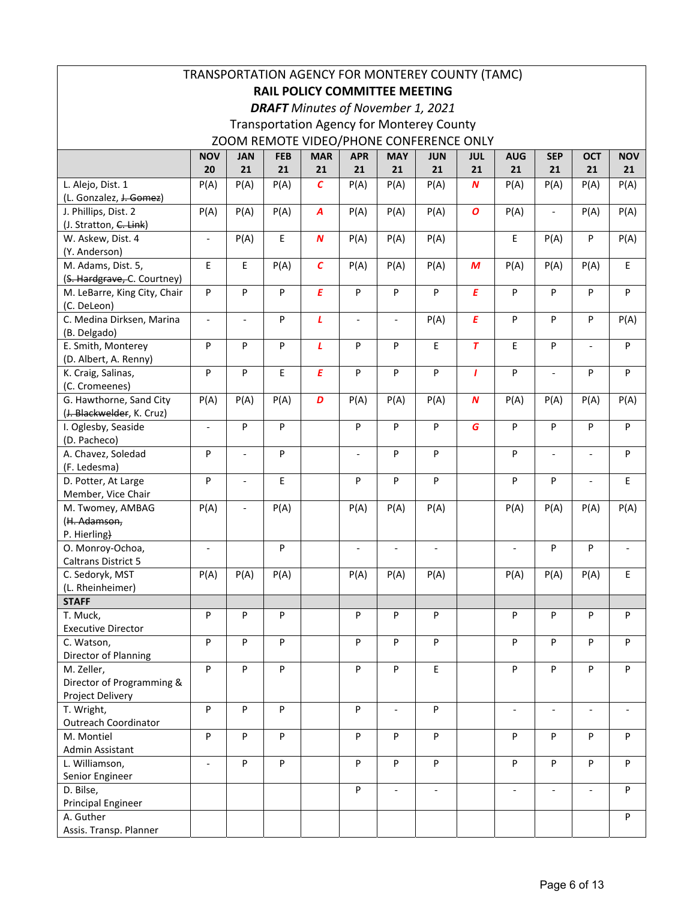TRANSPORTATION AGENCY FOR MONTEREY COUNTY (TAMC)

**RAIL POLICY COMMITTEE MEETING**

***DRAFT*** *Minutes of November 1, 2021*

Transportation Agency for Monterey County

ZOOM REMOTE VIDEO/PHONE CONFERENCE ONLY

| | NOV 20 | JAN 21 | FEB 21 | MAR 21 | APR 21 | MAY 21 | JUN 21 | JUL 21 | AUG 21 | SEP 21 | OCT 21 | NOV 21 |
|---|---|---|---|---|---|---|---|---|---|---|---|---|
| L. Alejo, Dist. 1 (L. Gonzalez, ~~J. Gomez~~) | P(A) | P(A) | P(A) | *C* | P(A) | P(A) | P(A) | *N* | P(A) | P(A) | P(A) | P(A) |
| J. Phillips, Dist. 2 (J. Stratton, ~~C. Link~~) | P(A) | P(A) | P(A) | *A* | P(A) | P(A) | P(A) | *O* | P(A) | - | P(A) | P(A) |
| W. Askew, Dist. 4 (Y. Anderson) | - | P(A) | E | *N* | P(A) | P(A) | P(A) | | E | P(A) | P | P(A) |
| M. Adams, Dist. 5, (~~S. Hardgrave,~~ C. Courtney) | E | E | P(A) | *C* | P(A) | P(A) | P(A) | *M* | P(A) | P(A) | P(A) | E |
| M. LeBarre, King City, Chair (C. DeLeon) | P | P | P | *E* | P | P | P | *E* | P | P | P | P |
| C. Medina Dirksen, Marina (B. Delgado) | - | - | P | *L* | - | - | P(A) | *E* | P | P | P | P(A) |
| E. Smith, Monterey (D. Albert, A. Renny) | P | P | P | *L* | P | P | E | *T* | E | P | - | P |
| K. Craig, Salinas, (C. Cromeenes) | P | P | E | *E* | P | P | P | *I* | P | - | P | P |
| G. Hawthorne, Sand City (~~J. Blackwelder~~, K. Cruz) | P(A) | P(A) | P(A) | *D* | P(A) | P(A) | P(A) | *N* | P(A) | P(A) | P(A) | P(A) |
| I. Oglesby, Seaside (D. Pacheco) | - | P | P | | P | P | P | *G* | P | P | P | P |
| A. Chavez, Soledad (F. Ledesma) | P | - | P | | - | P | P | | P | - | - | P |
| D. Potter, At Large Member, Vice Chair | P | - | E | | P | P | P | | P | P | - | E |
| M. Twomey, AMBAG (~~H. Adamson,~~ P. Hierling) | P(A) | - | P(A) | | P(A) | P(A) | P(A) | | P(A) | P(A) | P(A) | P(A) |
| O. Monroy-Ochoa, Caltrans District 5 | - | | P | | - | - | - | | - | P | P | - |
| C. Sedoryk, MST (L. Rheinheimer) | P(A) | P(A) | P(A) | | P(A) | P(A) | P(A) | | P(A) | P(A) | P(A) | E |
| **STAFF** | | | | | | | | | | | | |
| T. Muck, Executive Director | P | P | P | | P | P | P | | P | P | P | P |
| C. Watson, Director of Planning | P | P | P | | P | P | P | | P | P | P | P |
| M. Zeller, Director of Programming & Project Delivery | P | P | P | | P | P | E | | P | P | P | P |
| T. Wright, Outreach Coordinator | P | P | P | | P | - | P | | - | - | - | - |
| M. Montiel Admin Assistant | P | P | P | | P | P | P | | P | P | P | P |
| L. Williamson, Senior Engineer | - | P | P | | P | P | P | | P | P | P | P |
| D. Bilse, Principal Engineer | | | | | P | - | - | | - | - | - | P |
| A. Guther Assis. Transp. Planner | | | | | | | | | | | | P |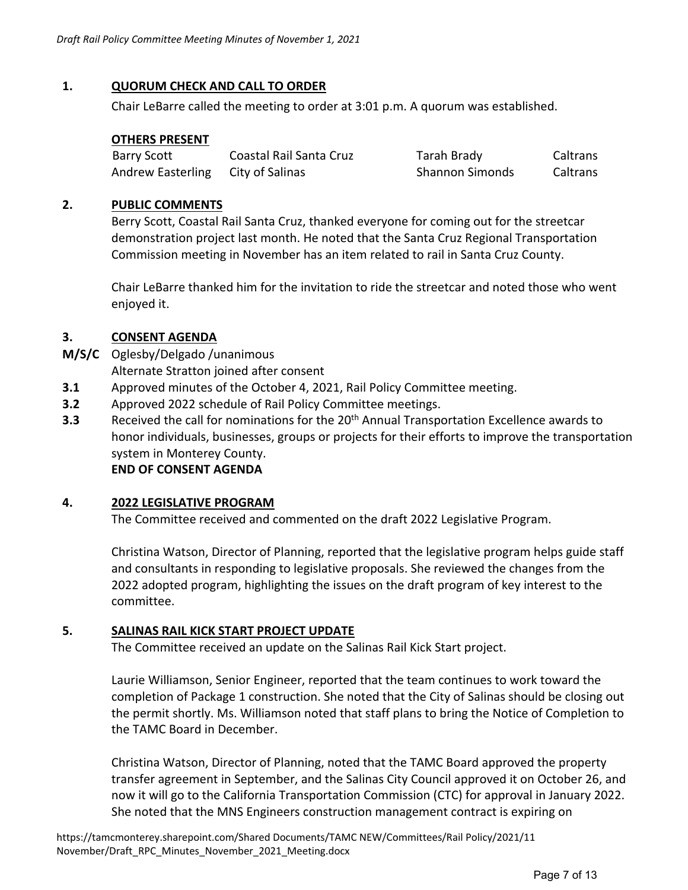## 1. QUORUM CHECK AND CALL TO ORDER

Chair LeBarre called the meeting to order at 3:01 p.m. A quorum was established.

**OTHERS PRESENT**

| | | | |
|---|---|---|---|
| Barry Scott | Coastal Rail Santa Cruz | Tarah Brady | Caltrans |
| Andrew Easterling | City of Salinas | Shannon Simonds | Caltrans |

## 2. PUBLIC COMMENTS

Berry Scott, Coastal Rail Santa Cruz, thanked everyone for coming out for the streetcar demonstration project last month. He noted that the Santa Cruz Regional Transportation Commission meeting in November has an item related to rail in Santa Cruz County.

Chair LeBarre thanked him for the invitation to ride the streetcar and noted those who went enjoyed it.

## 3. CONSENT AGENDA

**M/S/C** Oglesby/Delgado /unanimous

Alternate Stratton joined after consent

**3.1** Approved minutes of the October 4, 2021, Rail Policy Committee meeting.

**3.2** Approved 2022 schedule of Rail Policy Committee meetings.

**3.3** Received the call for nominations for the 20th Annual Transportation Excellence awards to honor individuals, businesses, groups or projects for their efforts to improve the transportation system in Monterey County.

**END OF CONSENT AGENDA**

## 4. 2022 LEGISLATIVE PROGRAM

The Committee received and commented on the draft 2022 Legislative Program.

Christina Watson, Director of Planning, reported that the legislative program helps guide staff and consultants in responding to legislative proposals. She reviewed the changes from the 2022 adopted program, highlighting the issues on the draft program of key interest to the committee.

## 5. SALINAS RAIL KICK START PROJECT UPDATE

The Committee received an update on the Salinas Rail Kick Start project.

Laurie Williamson, Senior Engineer, reported that the team continues to work toward the completion of Package 1 construction. She noted that the City of Salinas should be closing out the permit shortly. Ms. Williamson noted that staff plans to bring the Notice of Completion to the TAMC Board in December.

Christina Watson, Director of Planning, noted that the TAMC Board approved the property transfer agreement in September, and the Salinas City Council approved it on October 26, and now it will go to the California Transportation Commission (CTC) for approval in January 2022. She noted that the MNS Engineers construction management contract is expiring on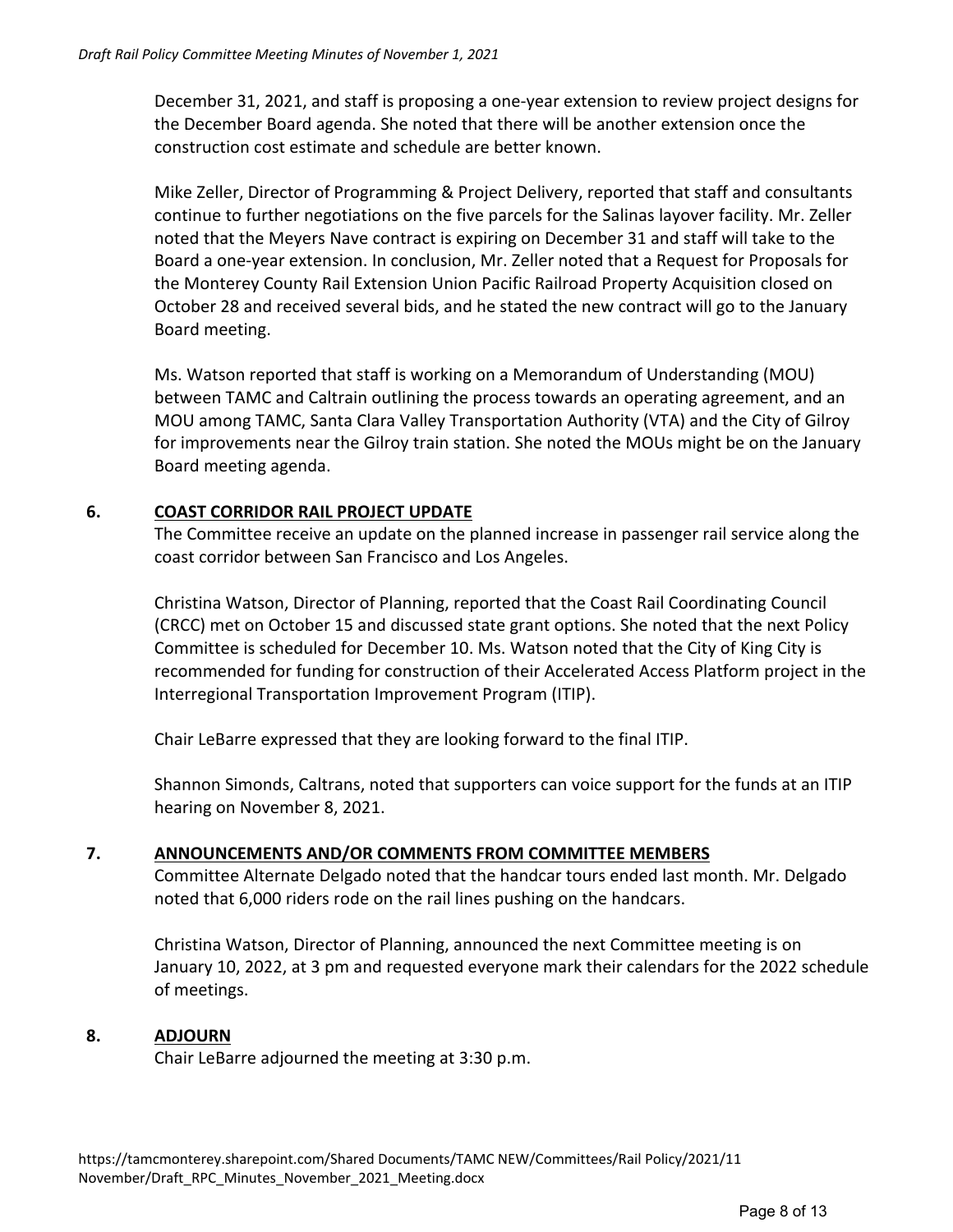December 31, 2021, and staff is proposing a one-year extension to review project designs for the December Board agenda. She noted that there will be another extension once the construction cost estimate and schedule are better known.

Mike Zeller, Director of Programming & Project Delivery, reported that staff and consultants continue to further negotiations on the five parcels for the Salinas layover facility. Mr. Zeller noted that the Meyers Nave contract is expiring on December 31 and staff will take to the Board a one-year extension. In conclusion, Mr. Zeller noted that a Request for Proposals for the Monterey County Rail Extension Union Pacific Railroad Property Acquisition closed on October 28 and received several bids, and he stated the new contract will go to the January Board meeting.

Ms. Watson reported that staff is working on a Memorandum of Understanding (MOU) between TAMC and Caltrain outlining the process towards an operating agreement, and an MOU among TAMC, Santa Clara Valley Transportation Authority (VTA) and the City of Gilroy for improvements near the Gilroy train station. She noted the MOUs might be on the January Board meeting agenda.

**6. COAST CORRIDOR RAIL PROJECT UPDATE**

The Committee receive an update on the planned increase in passenger rail service along the coast corridor between San Francisco and Los Angeles.

Christina Watson, Director of Planning, reported that the Coast Rail Coordinating Council (CRCC) met on October 15 and discussed state grant options. She noted that the next Policy Committee is scheduled for December 10. Ms. Watson noted that the City of King City is recommended for funding for construction of their Accelerated Access Platform project in the Interregional Transportation Improvement Program (ITIP).

Chair LeBarre expressed that they are looking forward to the final ITIP.

Shannon Simonds, Caltrans, noted that supporters can voice support for the funds at an ITIP hearing on November 8, 2021.

**7. ANNOUNCEMENTS AND/OR COMMENTS FROM COMMITTEE MEMBERS**

Committee Alternate Delgado noted that the handcar tours ended last month. Mr. Delgado noted that 6,000 riders rode on the rail lines pushing on the handcars.

Christina Watson, Director of Planning, announced the next Committee meeting is on January 10, 2022, at 3 pm and requested everyone mark their calendars for the 2022 schedule of meetings.

**8. ADJOURN**

Chair LeBarre adjourned the meeting at 3:30 p.m.

https://tamcmonterey.sharepoint.com/Shared Documents/TAMC NEW/Committees/Rail Policy/2021/11 November/Draft_RPC_Minutes_November_2021_Meeting.docx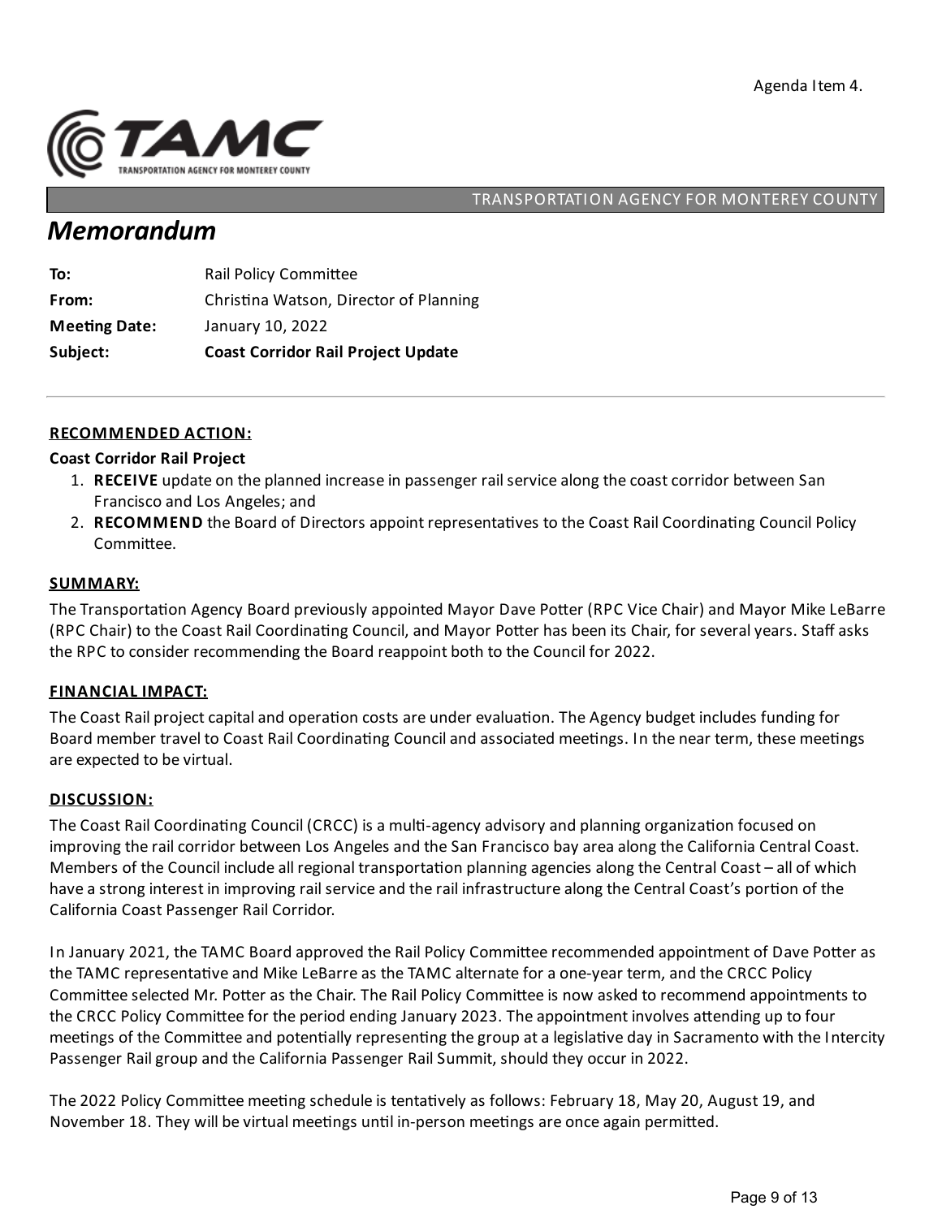Agenda Item 4.

TRANSPORTATION AGENCY FOR MONTEREY COUNTY

# Memorandum

| | |
|---|---|
| **To:** | Rail Policy Committee |
| **From:** | Christina Watson, Director of Planning |
| **Meeting Date:** | January 10, 2022 |
| **Subject:** | **Coast Corridor Rail Project Update** |

---

## RECOMMENDED ACTION:

**Coast Corridor Rail Project**

1. **RECEIVE** update on the planned increase in passenger rail service along the coast corridor between San Francisco and Los Angeles; and
2. **RECOMMEND** the Board of Directors appoint representatives to the Coast Rail Coordinating Council Policy Committee.

## SUMMARY:

The Transportation Agency Board previously appointed Mayor Dave Potter (RPC Vice Chair) and Mayor Mike LeBarre (RPC Chair) to the Coast Rail Coordinating Council, and Mayor Potter has been its Chair, for several years. Staff asks the RPC to consider recommending the Board reappoint both to the Council for 2022.

## FINANCIAL IMPACT:

The Coast Rail project capital and operation costs are under evaluation. The Agency budget includes funding for Board member travel to Coast Rail Coordinating Council and associated meetings. In the near term, these meetings are expected to be virtual.

## DISCUSSION:

The Coast Rail Coordinating Council (CRCC) is a multi-agency advisory and planning organization focused on improving the rail corridor between Los Angeles and the San Francisco bay area along the California Central Coast. Members of the Council include all regional transportation planning agencies along the Central Coast – all of which have a strong interest in improving rail service and the rail infrastructure along the Central Coast's portion of the California Coast Passenger Rail Corridor.

In January 2021, the TAMC Board approved the Rail Policy Committee recommended appointment of Dave Potter as the TAMC representative and Mike LeBarre as the TAMC alternate for a one-year term, and the CRCC Policy Committee selected Mr. Potter as the Chair. The Rail Policy Committee is now asked to recommend appointments to the CRCC Policy Committee for the period ending January 2023. The appointment involves attending up to four meetings of the Committee and potentially representing the group at a legislative day in Sacramento with the Intercity Passenger Rail group and the California Passenger Rail Summit, should they occur in 2022.

The 2022 Policy Committee meeting schedule is tentatively as follows: February 18, May 20, August 19, and November 18. They will be virtual meetings until in-person meetings are once again permitted.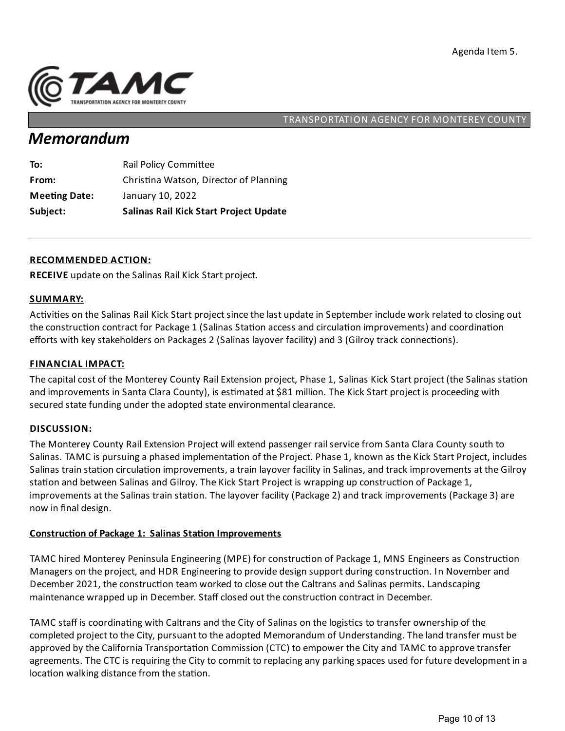Agenda Item 5.

TRANSPORTATION AGENCY FOR MONTEREY COUNTY

# Memorandum

| | |
|---|---|
| **To:** | Rail Policy Committee |
| **From:** | Christina Watson, Director of Planning |
| **Meeting Date:** | January 10, 2022 |
| **Subject:** | **Salinas Rail Kick Start Project Update** |

## RECOMMENDED ACTION:

**RECEIVE** update on the Salinas Rail Kick Start project.

## SUMMARY:

Activities on the Salinas Rail Kick Start project since the last update in September include work related to closing out the construction contract for Package 1 (Salinas Station access and circulation improvements) and coordination efforts with key stakeholders on Packages 2 (Salinas layover facility) and 3 (Gilroy track connections).

## FINANCIAL IMPACT:

The capital cost of the Monterey County Rail Extension project, Phase 1, Salinas Kick Start project (the Salinas station and improvements in Santa Clara County), is estimated at $81 million. The Kick Start project is proceeding with secured state funding under the adopted state environmental clearance.

## DISCUSSION:

The Monterey County Rail Extension Project will extend passenger rail service from Santa Clara County south to Salinas. TAMC is pursuing a phased implementation of the Project. Phase 1, known as the Kick Start Project, includes Salinas train station circulation improvements, a train layover facility in Salinas, and track improvements at the Gilroy station and between Salinas and Gilroy. The Kick Start Project is wrapping up construction of Package 1, improvements at the Salinas train station. The layover facility (Package 2) and track improvements (Package 3) are now in final design.

### Construction of Package 1: Salinas Station Improvements

TAMC hired Monterey Peninsula Engineering (MPE) for construction of Package 1, MNS Engineers as Construction Managers on the project, and HDR Engineering to provide design support during construction. In November and December 2021, the construction team worked to close out the Caltrans and Salinas permits. Landscaping maintenance wrapped up in December. Staff closed out the construction contract in December.

TAMC staff is coordinating with Caltrans and the City of Salinas on the logistics to transfer ownership of the completed project to the City, pursuant to the adopted Memorandum of Understanding. The land transfer must be approved by the California Transportation Commission (CTC) to empower the City and TAMC to approve transfer agreements. The CTC is requiring the City to commit to replacing any parking spaces used for future development in a location walking distance from the station.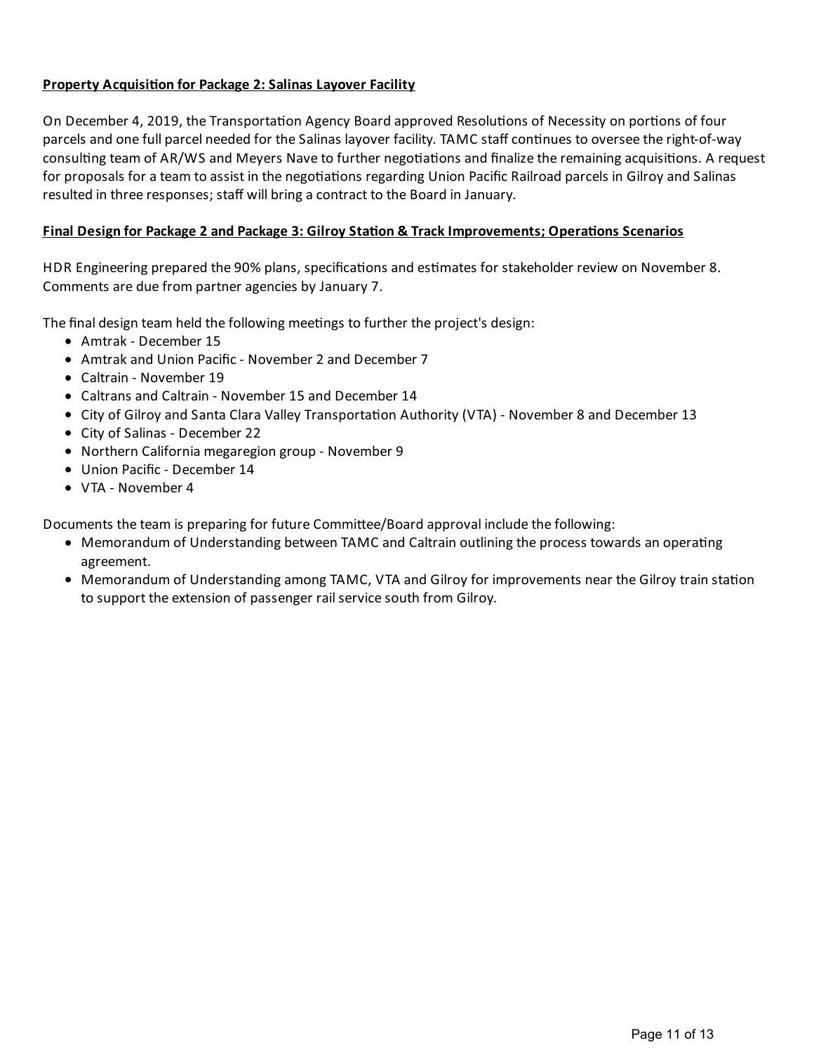**Property Acquisition for Package 2: Salinas Layover Facility**

On December 4, 2019, the Transportation Agency Board approved Resolutions of Necessity on portions of four parcels and one full parcel needed for the Salinas layover facility. TAMC staff continues to oversee the right-of-way consulting team of AR/WS and Meyers Nave to further negotiations and finalize the remaining acquisitions. A request for proposals for a team to assist in the negotiations regarding Union Pacific Railroad parcels in Gilroy and Salinas resulted in three responses; staff will bring a contract to the Board in January.

**Final Design for Package 2 and Package 3: Gilroy Station & Track Improvements; Operations Scenarios**

HDR Engineering prepared the 90% plans, specifications and estimates for stakeholder review on November 8. Comments are due from partner agencies by January 7.

The final design team held the following meetings to further the project's design:

- Amtrak - December 15
- Amtrak and Union Pacific - November 2 and December 7
- Caltrain - November 19
- Caltrans and Caltrain - November 15 and December 14
- City of Gilroy and Santa Clara Valley Transportation Authority (VTA) - November 8 and December 13
- City of Salinas - December 22
- Northern California megaregion group - November 9
- Union Pacific - December 14
- VTA - November 4

Documents the team is preparing for future Committee/Board approval include the following:

- Memorandum of Understanding between TAMC and Caltrain outlining the process towards an operating agreement.
- Memorandum of Understanding among TAMC, VTA and Gilroy for improvements near the Gilroy train station to support the extension of passenger rail service south from Gilroy.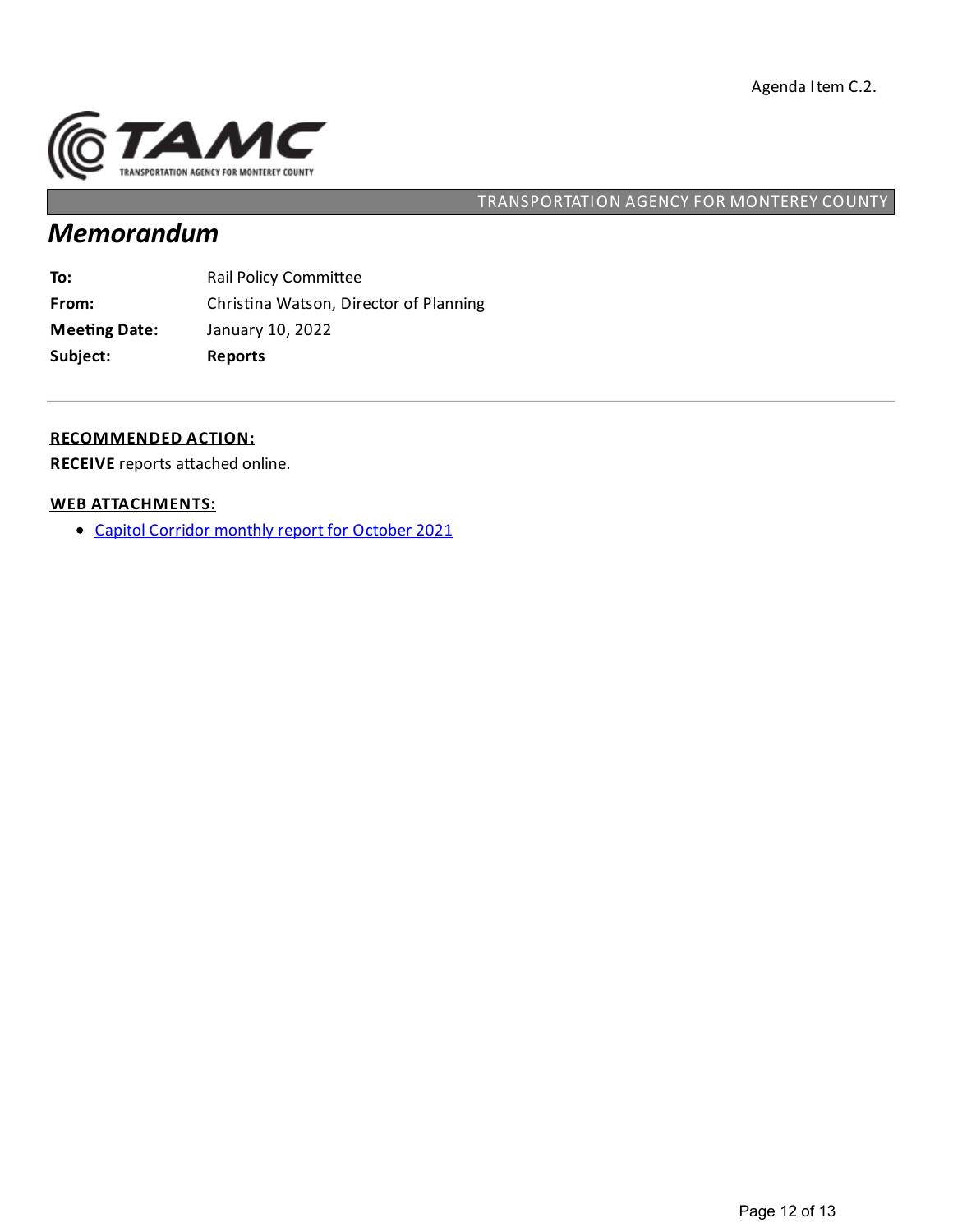Agenda Item C.2.

TRANSPORTATION AGENCY FOR MONTEREY COUNTY

# *Memorandum*

| | |
|---|---|
| **To:** | Rail Policy Committee |
| **From:** | Christina Watson, Director of Planning |
| **Meeting Date:** | January 10, 2022 |
| **Subject:** | **Reports** |

---

**RECOMMENDED ACTION:**

**RECEIVE** reports attached online.

**WEB ATTACHMENTS:**

- Capitol Corridor monthly report for October 2021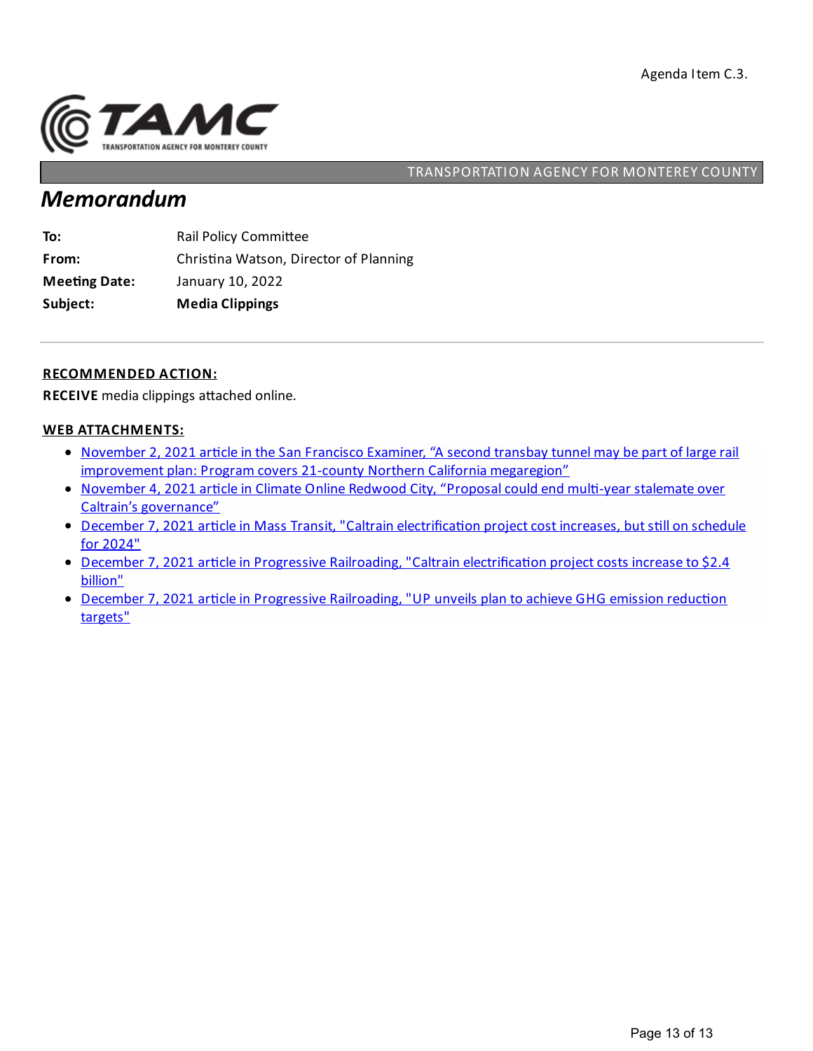Agenda Item C.3.

TAMC
TRANSPORTATION AGENCY FOR MONTEREY COUNTY

TRANSPORTATION AGENCY FOR MONTEREY COUNTY

# *Memorandum*

**To:** Rail Policy Committee

**From:** Christina Watson, Director of Planning

**Meeting Date:** January 10, 2022

**Subject:** **Media Clippings**

---

**RECOMMENDED ACTION:**

**RECEIVE** media clippings attached online.

**WEB ATTACHMENTS:**

- November 2, 2021 article in the San Francisco Examiner, “A second transbay tunnel may be part of large rail improvement plan: Program covers 21-county Northern California megaregion”
- November 4, 2021 article in Climate Online Redwood City, “Proposal could end multi-year stalemate over Caltrain’s governance”
- December 7, 2021 article in Mass Transit, "Caltrain electrification project cost increases, but still on schedule for 2024"
- December 7, 2021 article in Progressive Railroading, "Caltrain electrification project costs increase to $2.4 billion"
- December 7, 2021 article in Progressive Railroading, "UP unveils plan to achieve GHG emission reduction targets"